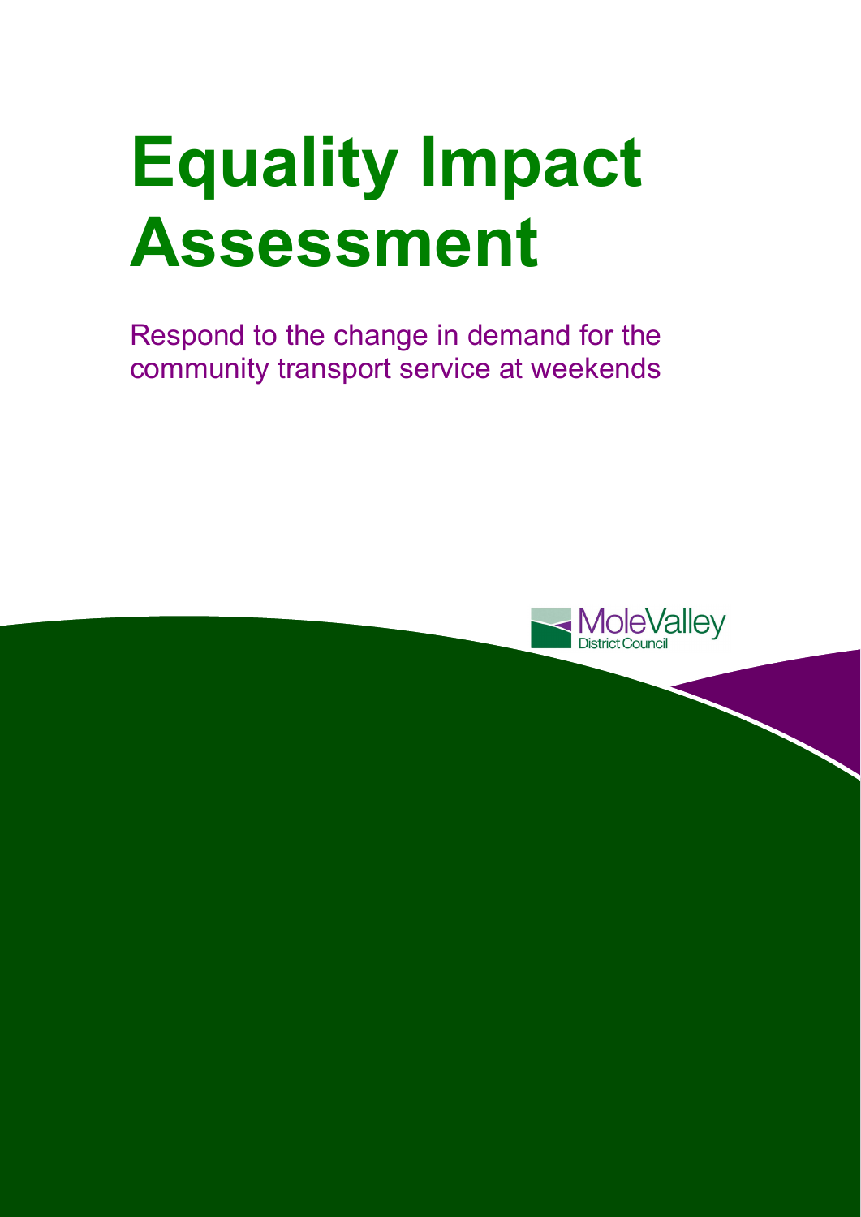# Equality Impact Assessment

Respond to the change in demand for the community transport service at weekends

MoleValley
District Council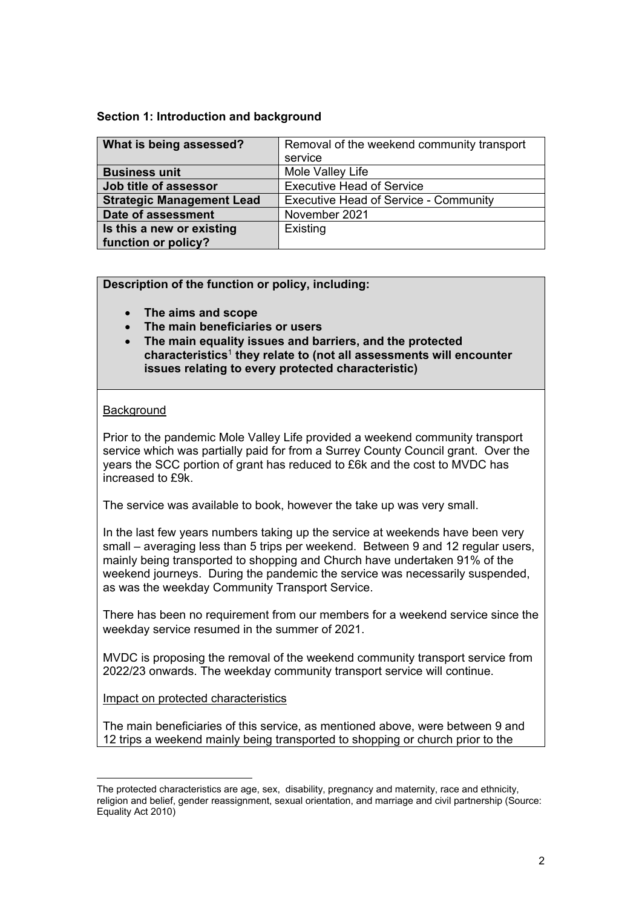### Section 1: Introduction and background

| What is being assessed? | Removal of the weekend community transport service |
|---|---|
| **Business unit** | Mole Valley Life |
| **Job title of assessor** | Executive Head of Service |
| **Strategic Management Lead** | Executive Head of Service - Community |
| **Date of assessment** | November 2021 |
| **Is this a new or existing function or policy?** | Existing |

**Description of the function or policy, including:**

- **The aims and scope**
- **The main beneficiaries or users**
- **The main equality issues and barriers, and the protected characteristics[1] they relate to (not all assessments will encounter issues relating to every protected characteristic)**

Background

Prior to the pandemic Mole Valley Life provided a weekend community transport service which was partially paid for from a Surrey County Council grant. Over the years the SCC portion of grant has reduced to £6k and the cost to MVDC has increased to £9k.

The service was available to book, however the take up was very small.

In the last few years numbers taking up the service at weekends have been very small – averaging less than 5 trips per weekend. Between 9 and 12 regular users, mainly being transported to shopping and Church have undertaken 91% of the weekend journeys. During the pandemic the service was necessarily suspended, as was the weekday Community Transport Service.

There has been no requirement from our members for a weekend service since the weekday service resumed in the summer of 2021.

MVDC is proposing the removal of the weekend community transport service from 2022/23 onwards. The weekday community transport service will continue.

Impact on protected characteristics

The main beneficiaries of this service, as mentioned above, were between 9 and 12 trips a weekend mainly being transported to shopping or church prior to the

---

[1] The protected characteristics are age, sex, disability, pregnancy and maternity, race and ethnicity, religion and belief, gender reassignment, sexual orientation, and marriage and civil partnership (Source: Equality Act 2010)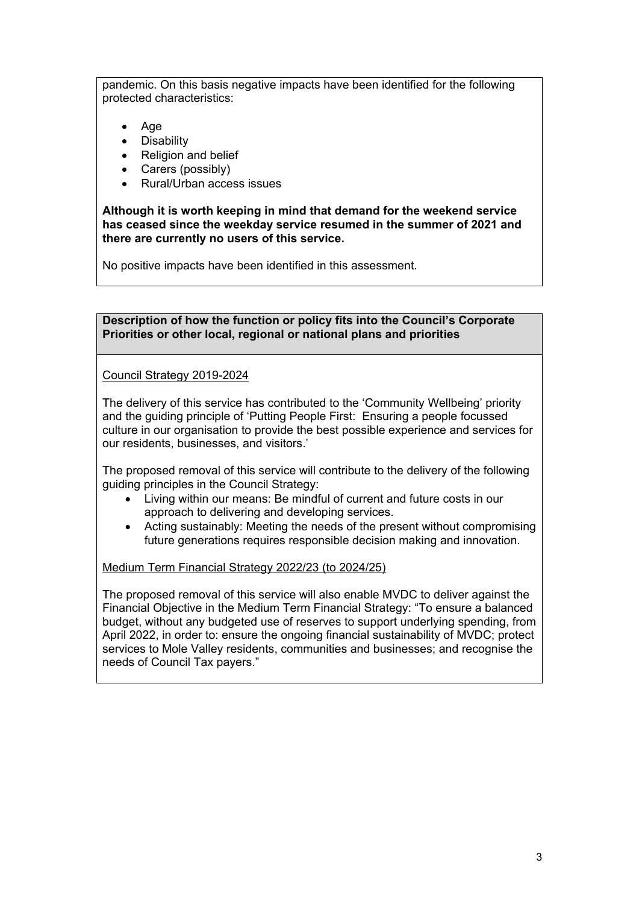pandemic. On this basis negative impacts have been identified for the following protected characteristics:

- Age
- Disability
- Religion and belief
- Carers (possibly)
- Rural/Urban access issues

**Although it is worth keeping in mind that demand for the weekend service has ceased since the weekday service resumed in the summer of 2021 and there are currently no users of this service.**

No positive impacts have been identified in this assessment.

**Description of how the function or policy fits into the Council's Corporate Priorities or other local, regional or national plans and priorities**

Council Strategy 2019-2024

The delivery of this service has contributed to the 'Community Wellbeing' priority and the guiding principle of 'Putting People First: Ensuring a people focussed culture in our organisation to provide the best possible experience and services for our residents, businesses, and visitors.'

The proposed removal of this service will contribute to the delivery of the following guiding principles in the Council Strategy:

- Living within our means: Be mindful of current and future costs in our approach to delivering and developing services.
- Acting sustainably: Meeting the needs of the present without compromising future generations requires responsible decision making and innovation.

Medium Term Financial Strategy 2022/23 (to 2024/25)

The proposed removal of this service will also enable MVDC to deliver against the Financial Objective in the Medium Term Financial Strategy: "To ensure a balanced budget, without any budgeted use of reserves to support underlying spending, from April 2022, in order to: ensure the ongoing financial sustainability of MVDC; protect services to Mole Valley residents, communities and businesses; and recognise the needs of Council Tax payers."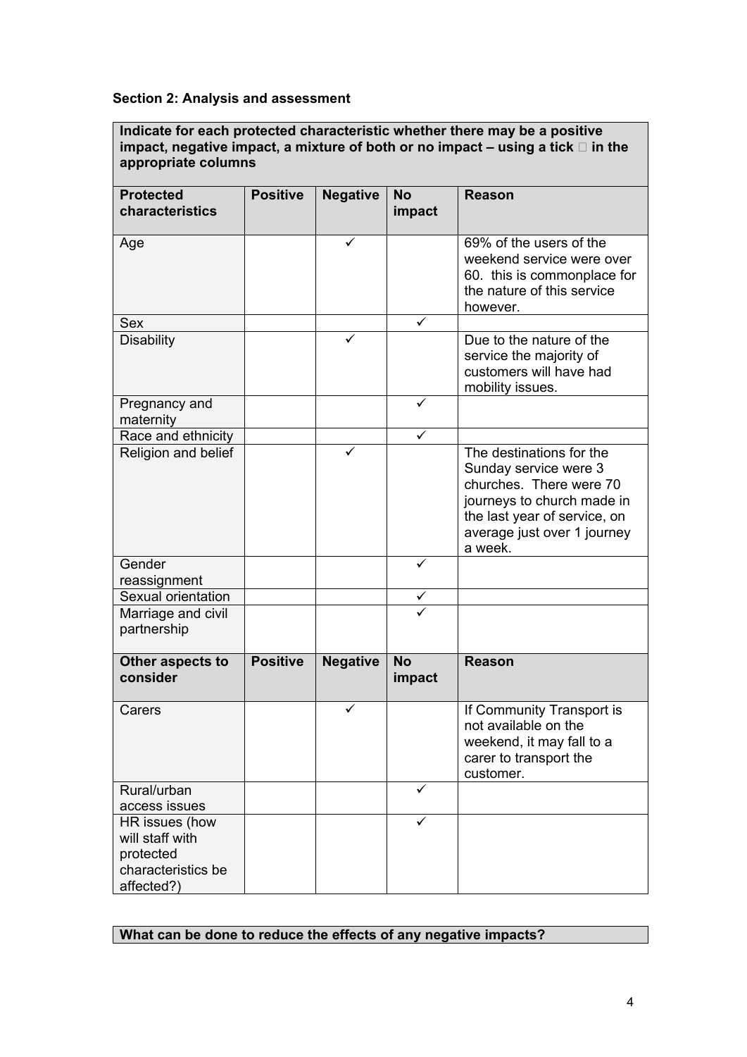**Section 2: Analysis and assessment**

**Indicate for each protected characteristic whether there may be a positive impact, negative impact, a mixture of both or no impact – using a tick  in the appropriate columns**

| Protected characteristics | Positive | Negative | No impact | Reason |
|---|---|---|---|---|
| Age | | ✓ | | 69% of the users of the weekend service were over 60. this is commonplace for the nature of this service however. |
| Sex | | | ✓ | |
| Disability | | ✓ | | Due to the nature of the service the majority of customers will have had mobility issues. |
| Pregnancy and maternity | | | ✓ | |
| Race and ethnicity | | | ✓ | |
| Religion and belief | | ✓ | | The destinations for the Sunday service were 3 churches. There were 70 journeys to church made in the last year of service, on average just over 1 journey a week. |
| Gender reassignment | | | ✓ | |
| Sexual orientation | | | ✓ | |
| Marriage and civil partnership | | | ✓ | |
| **Other aspects to consider** | **Positive** | **Negative** | **No impact** | **Reason** |
| Carers | | ✓ | | If Community Transport is not available on the weekend, it may fall to a carer to transport the customer. |
| Rural/urban access issues | | | ✓ | |
| HR issues (how will staff with protected characteristics be affected?) | | | ✓ | |

**What can be done to reduce the effects of any negative impacts?**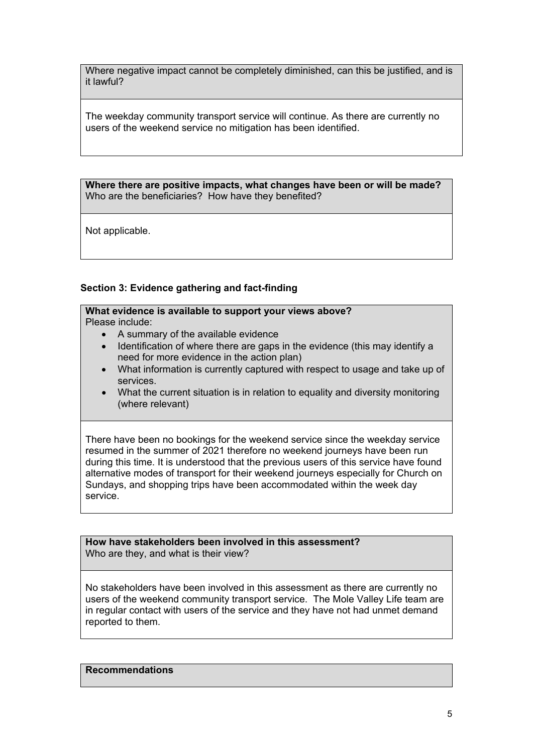Where negative impact cannot be completely diminished, can this be justified, and is it lawful?

The weekday community transport service will continue. As there are currently no users of the weekend service no mitigation has been identified.

**Where there are positive impacts, what changes have been or will be made?**
Who are the beneficiaries? How have they benefited?

Not applicable.

**Section 3: Evidence gathering and fact-finding**

**What evidence is available to support your views above?**
Please include:

- A summary of the available evidence
- Identification of where there are gaps in the evidence (this may identify a need for more evidence in the action plan)
- What information is currently captured with respect to usage and take up of services.
- What the current situation is in relation to equality and diversity monitoring (where relevant)

There have been no bookings for the weekend service since the weekday service resumed in the summer of 2021 therefore no weekend journeys have been run during this time. It is understood that the previous users of this service have found alternative modes of transport for their weekend journeys especially for Church on Sundays, and shopping trips have been accommodated within the week day service.

**How have stakeholders been involved in this assessment?**
Who are they, and what is their view?

No stakeholders have been involved in this assessment as there are currently no users of the weekend community transport service. The Mole Valley Life team are in regular contact with users of the service and they have not had unmet demand reported to them.

**Recommendations**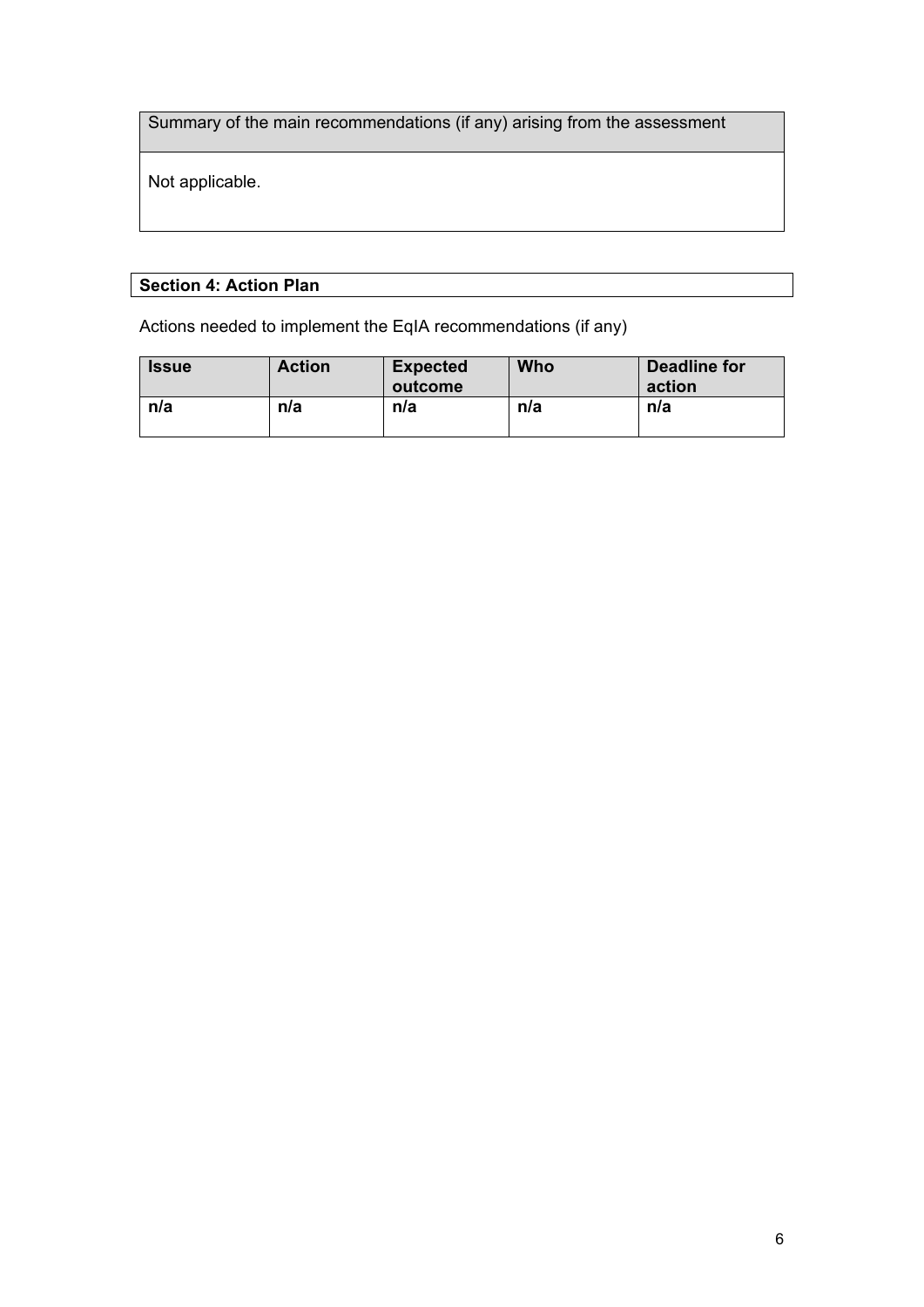| Summary of the main recommendations (if any) arising from the assessment |
| --- |
| Not applicable. |

## Section 4: Action Plan

Actions needed to implement the EqIA recommendations (if any)

| Issue | Action | Expected outcome | Who | Deadline for action |
| --- | --- | --- | --- | --- |
| **n/a** | **n/a** | **n/a** | **n/a** | **n/a** |